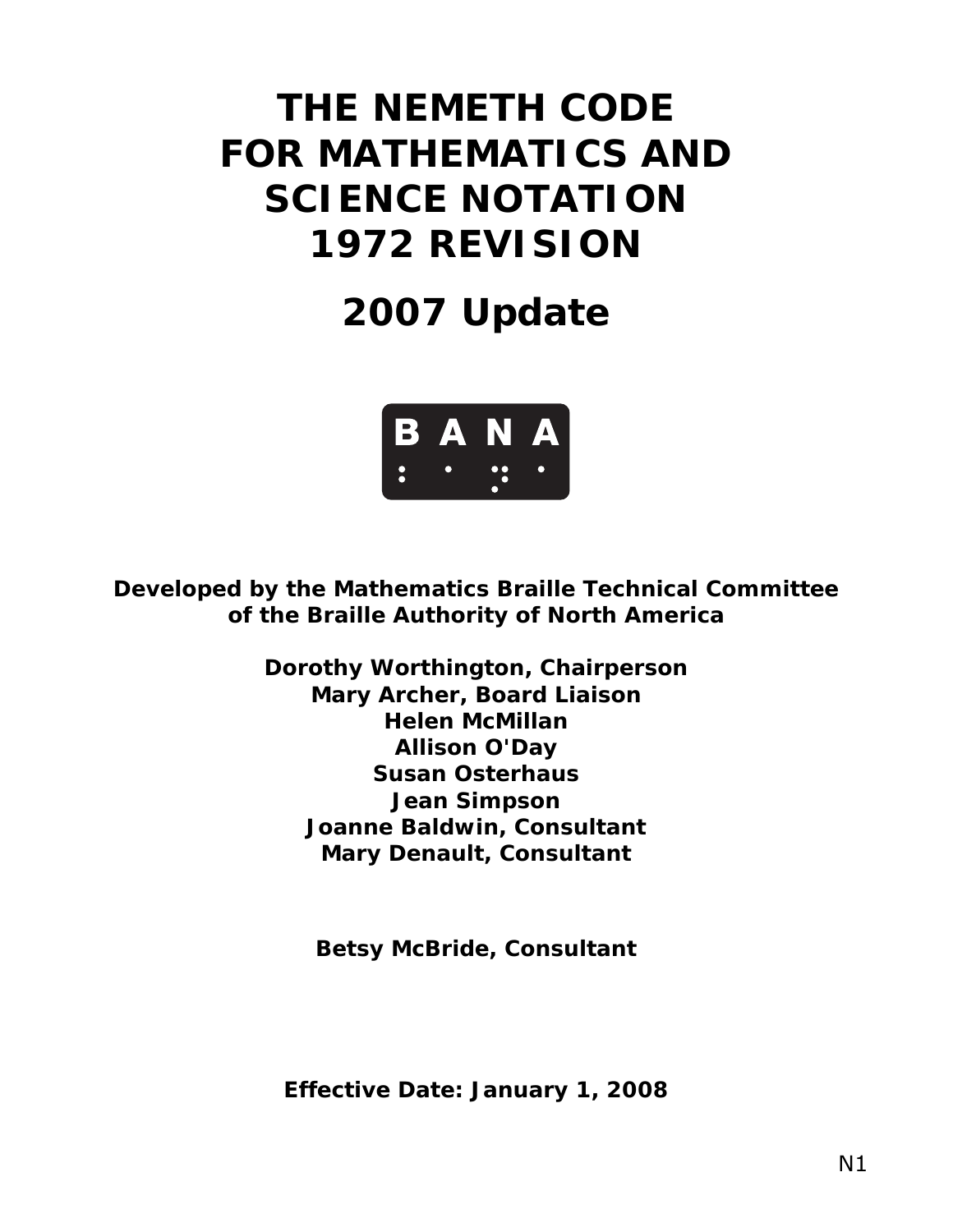# THE NEMETH CODE FOR MATHEMATICS AND SCIENCE NOTATION 1972 REVISION

## 2007 Update

BANA

**Developed by the Mathematics Braille Technical Committee of the Braille Authority of North America**

**Dorothy Worthington, Chairperson**
**Mary Archer, Board Liaison**
**Helen McMillan**
**Allison O'Day**
**Susan Osterhaus**
**Jean Simpson**
**Joanne Baldwin, Consultant**
**Mary Denault, Consultant**

**Betsy McBride, Consultant**

**Effective Date: January 1, 2008**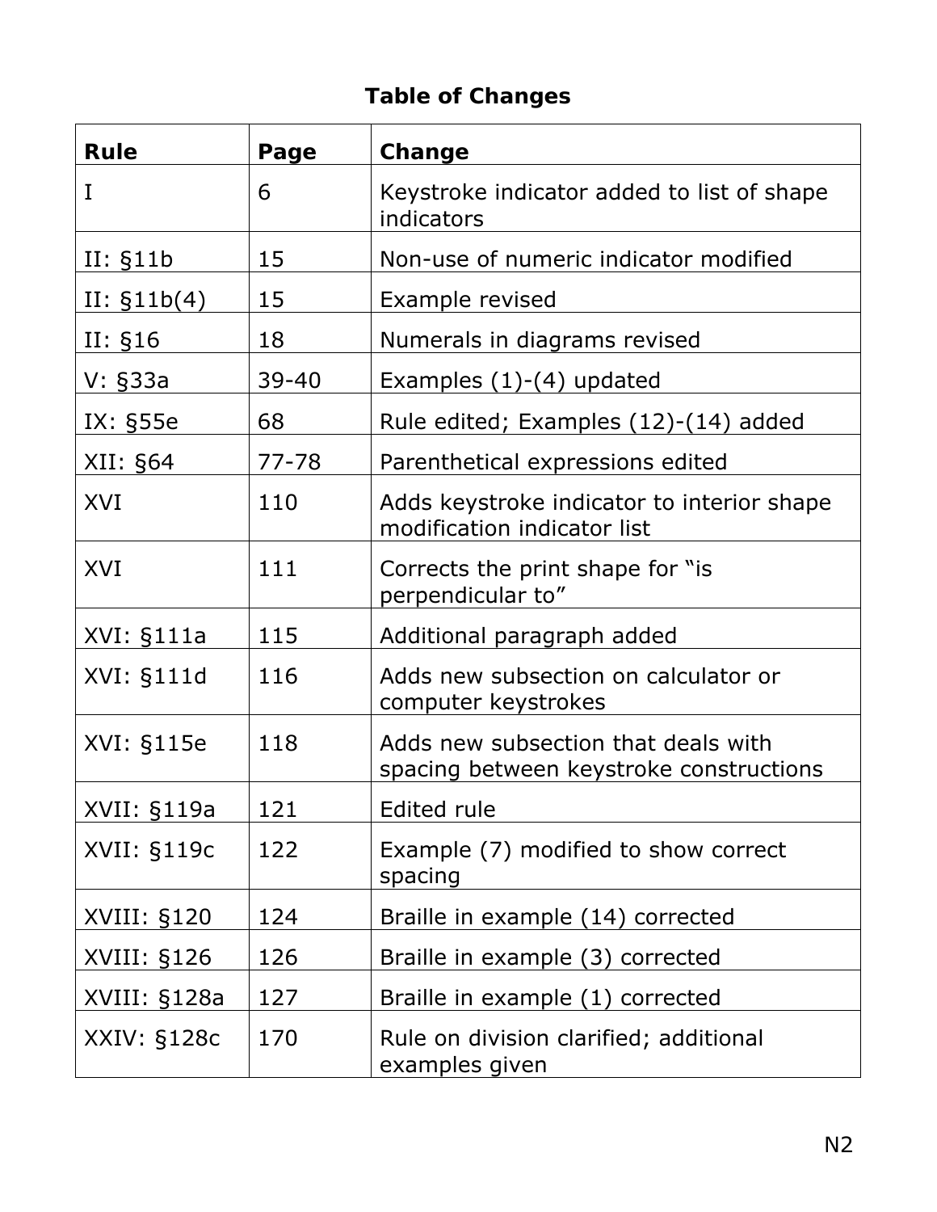# Table of Changes

| Rule | Page | Change |
| --- | --- | --- |
| I | 6 | Keystroke indicator added to list of shape indicators |
| II: §11b | 15 | Non-use of numeric indicator modified |
| II: §11b(4) | 15 | Example revised |
| II: §16 | 18 | Numerals in diagrams revised |
| V: §33a | 39-40 | Examples (1)-(4) updated |
| IX: §55e | 68 | Rule edited; Examples (12)-(14) added |
| XII: §64 | 77-78 | Parenthetical expressions edited |
| XVI | 110 | Adds keystroke indicator to interior shape modification indicator list |
| XVI | 111 | Corrects the print shape for "is perpendicular to" |
| XVI: §111a | 115 | Additional paragraph added |
| XVI: §111d | 116 | Adds new subsection on calculator or computer keystrokes |
| XVI: §115e | 118 | Adds new subsection that deals with spacing between keystroke constructions |
| XVII: §119a | 121 | Edited rule |
| XVII: §119c | 122 | Example (7) modified to show correct spacing |
| XVIII: §120 | 124 | Braille in example (14) corrected |
| XVIII: §126 | 126 | Braille in example (3) corrected |
| XVIII: §128a | 127 | Braille in example (1) corrected |
| XXIV: §128c | 170 | Rule on division clarified; additional examples given |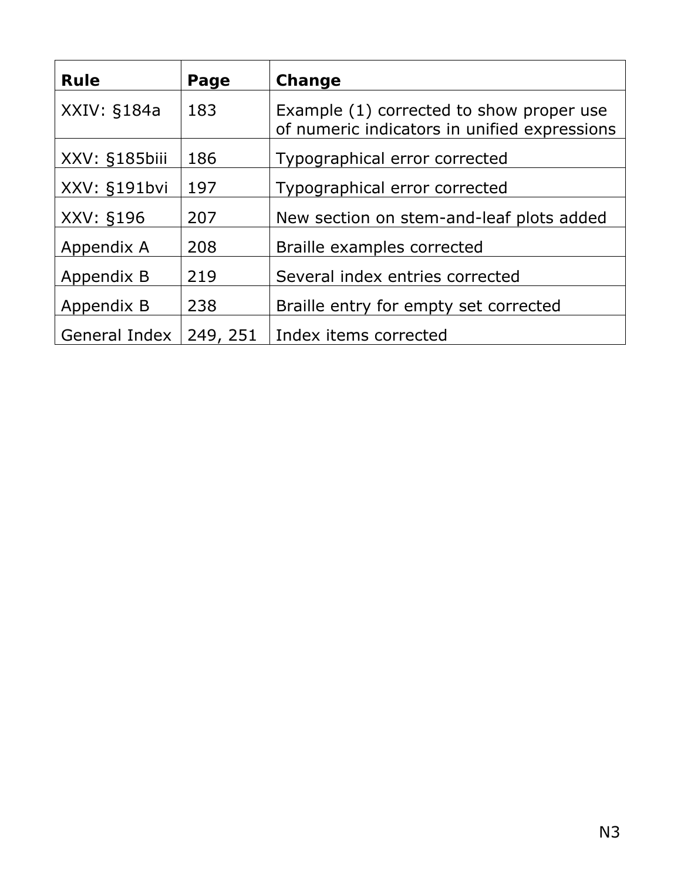| Rule | Page | Change |
|---|---|---|
| XXIV: §184a | 183 | Example (1) corrected to show proper use of numeric indicators in unified expressions |
| XXV: §185biii | 186 | Typographical error corrected |
| XXV: §191bvi | 197 | Typographical error corrected |
| XXV: §196 | 207 | New section on stem-and-leaf plots added |
| Appendix A | 208 | Braille examples corrected |
| Appendix B | 219 | Several index entries corrected |
| Appendix B | 238 | Braille entry for empty set corrected |
| General Index | 249, 251 | Index items corrected |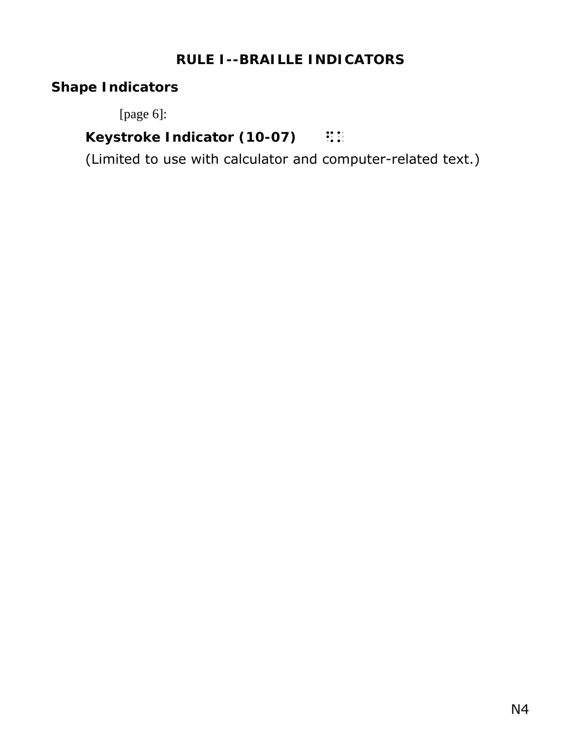# RULE I--BRAILLE INDICATORS

## Shape Indicators

[page 6]:

**Keystroke Indicator (10-07)** ⠫⠅

(Limited to use with calculator and computer-related text.)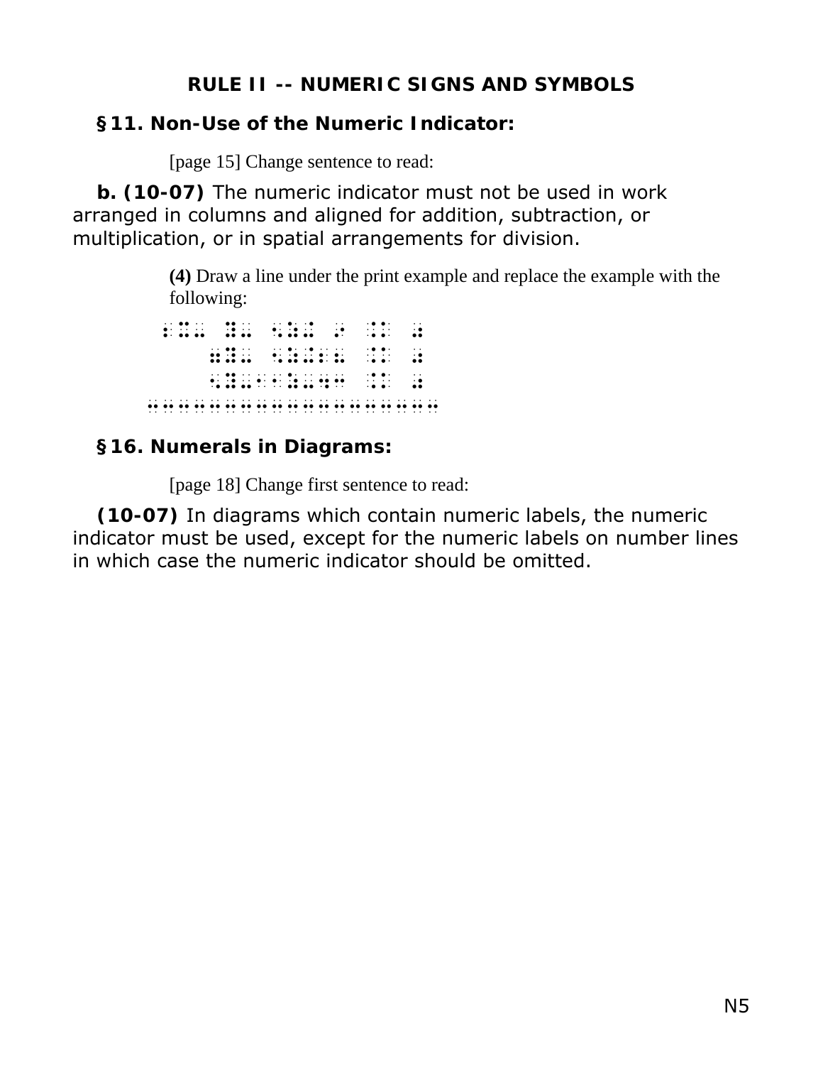## RULE II -- NUMERIC SIGNS AND SYMBOLS

### §11. Non-Use of the Numeric Indicator:

[page 15] Change sentence to read:

**b. (10-07)** The numeric indicator must not be used in work arranged in columns and aligned for addition, subtraction, or multiplication, or in spatial arrangements for division.

**(4)** Draw a line under the print example and replace the example with the following:

```
 ⠰⠿⠤ ⠿⠤ ⠐⠹⠩ ⠢ ⠨⠅ ⠰
     ⠿⠿⠤ ⠐⠹⠩⠆⠤ ⠨⠅ ⠼
     ⠐⠿⠤⠐⠐⠹⠤⠩⠂ ⠨⠅ ⠰
⠒⠒⠒⠒⠒⠒⠒⠒⠒⠒⠒⠒⠒⠒⠒⠒⠒⠒⠒⠒⠒⠒⠒⠒⠒
```

### §16. Numerals in Diagrams:

[page 18] Change first sentence to read:

**(10-07)** In diagrams which contain numeric labels, the numeric indicator must be used, except for the numeric labels on number lines in which case the numeric indicator should be omitted.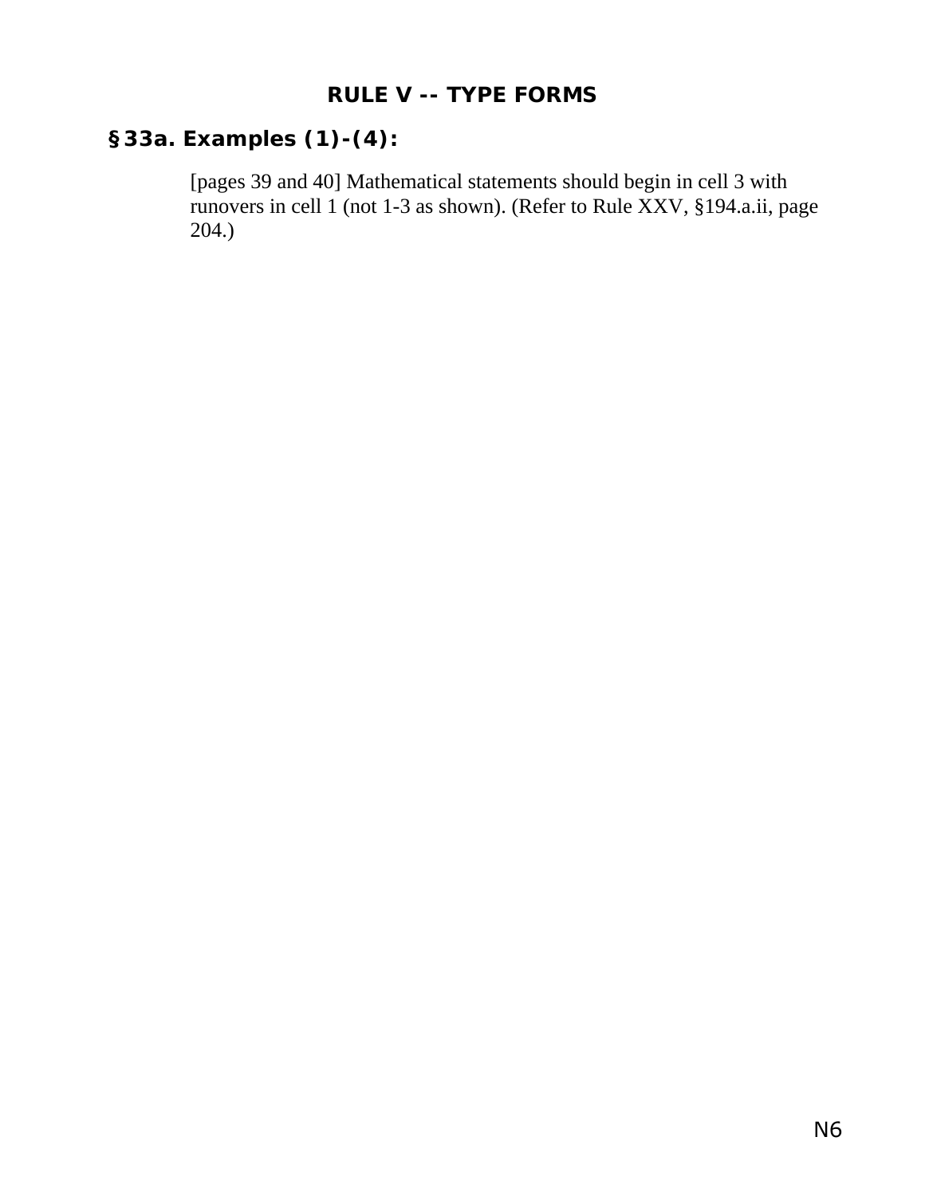## RULE V -- TYPE FORMS

### §33a. Examples (1)-(4):

[pages 39 and 40] Mathematical statements should begin in cell 3 with runovers in cell 1 (not 1-3 as shown). (Refer to Rule XXV, §194.a.ii, page 204.)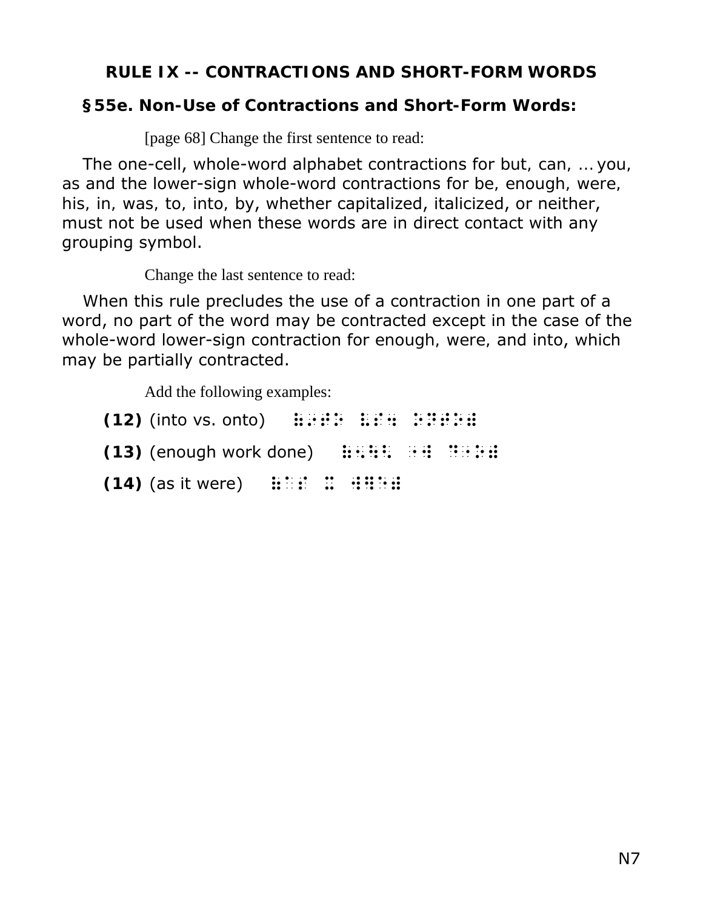## RULE IX -- CONTRACTIONS AND SHORT-FORM WORDS

### §55e. Non-Use of Contractions and Short-Form Words:

[page 68] Change the first sentence to read:

The one-cell, whole-word alphabet contractions for but, can, ... you, as and the lower-sign whole-word contractions for be, enough, were, his, in, was, to, into, by, whether capitalized, italicized, or neither, must not be used when these words are in direct contact with any grouping symbol.

Change the last sentence to read:

When this rule precludes the use of a contraction in one part of a word, no part of the word may be contracted except in the case of the whole-word lower-sign contraction for enough, were, and into, which may be partially contracted.

Add the following examples:

**(12)** (into vs. onto) ⠷⠔⠞⠕ ⠧⠎⠲ ⠕⠝⠞⠕⠾

**(13)** (enough work done) ⠷⠢⠳⠣ ⠐⠺ ⠙⠐⠕⠾

**(14)** (as it were) ⠷⠁⠎ ⠭ ⠺⠻⠑⠾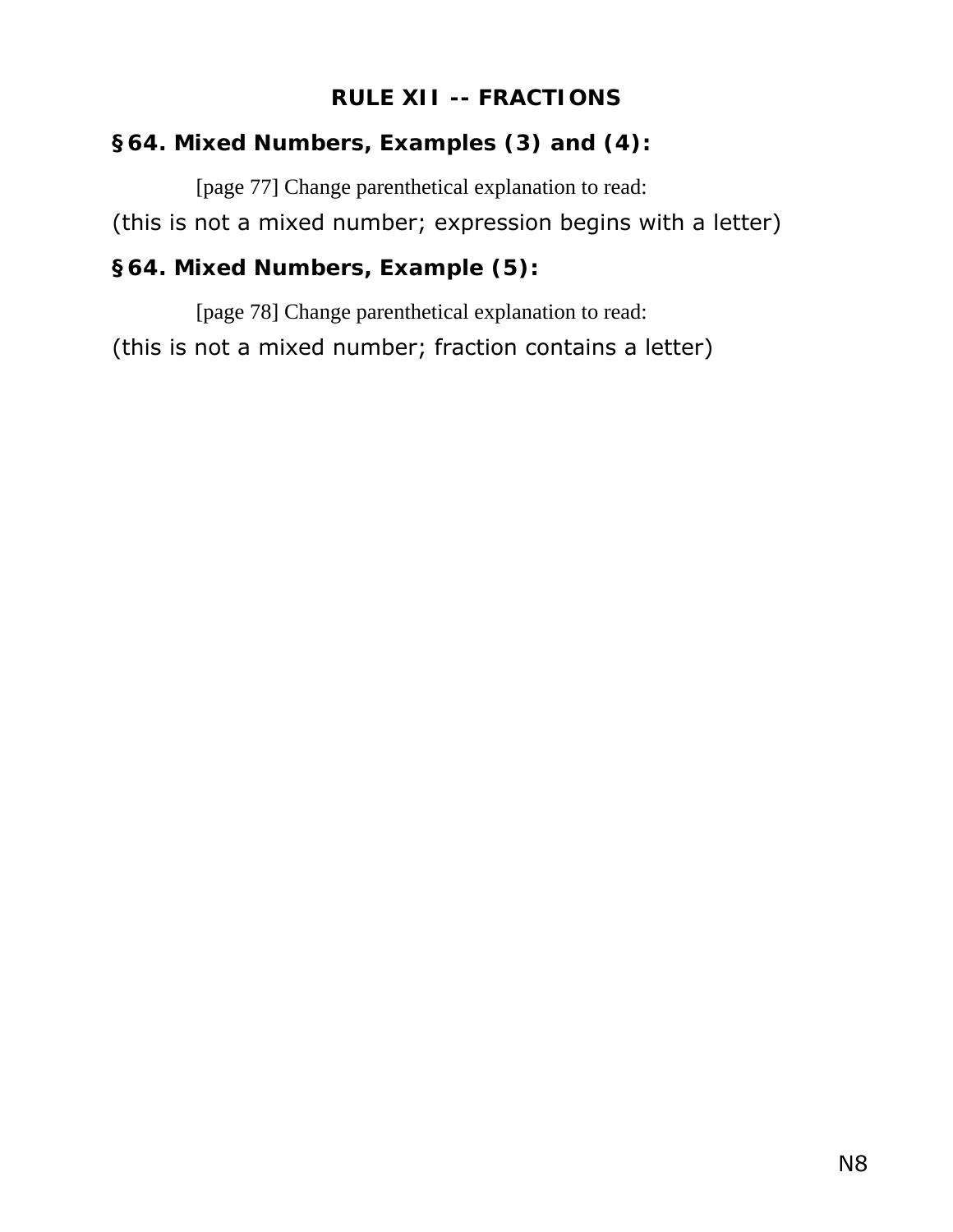## RULE XII -- FRACTIONS

### §64. Mixed Numbers, Examples (3) and (4):

[page 77] Change parenthetical explanation to read:

(this is not a mixed number; expression begins with a letter)

### §64. Mixed Numbers, Example (5):

[page 78] Change parenthetical explanation to read:

(this is not a mixed number; fraction contains a letter)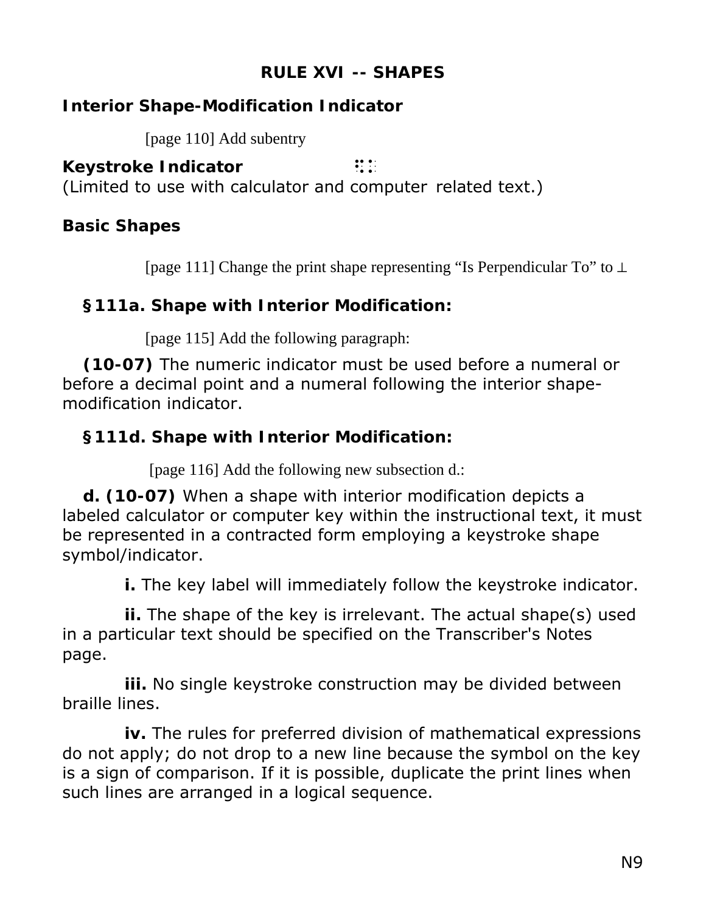## RULE XVI -- SHAPES

### Interior Shape-Modification Indicator

[page 110] Add subentry

**Keystroke Indicator** ⠫⠅
(Limited to use with calculator and computer related text.)

### Basic Shapes

[page 111] Change the print shape representing "Is Perpendicular To" to ⊥

### §111a. Shape with Interior Modification:

[page 115] Add the following paragraph:

**(10-07)** The numeric indicator must be used before a numeral or before a decimal point and a numeral following the interior shape-modification indicator.

### §111d. Shape with Interior Modification:

[page 116] Add the following new subsection d.:

**d. (10-07)** When a shape with interior modification depicts a labeled calculator or computer key within the instructional text, it must be represented in a contracted form employing a keystroke shape symbol/indicator.

**i.** The key label will immediately follow the keystroke indicator.

**ii.** The shape of the key is irrelevant. The actual shape(s) used in a particular text should be specified on the Transcriber's Notes page.

**iii.** No single keystroke construction may be divided between braille lines.

**iv.** The rules for preferred division of mathematical expressions do not apply; do not drop to a new line because the symbol on the key is a sign of comparison. If it is possible, duplicate the print lines when such lines are arranged in a logical sequence.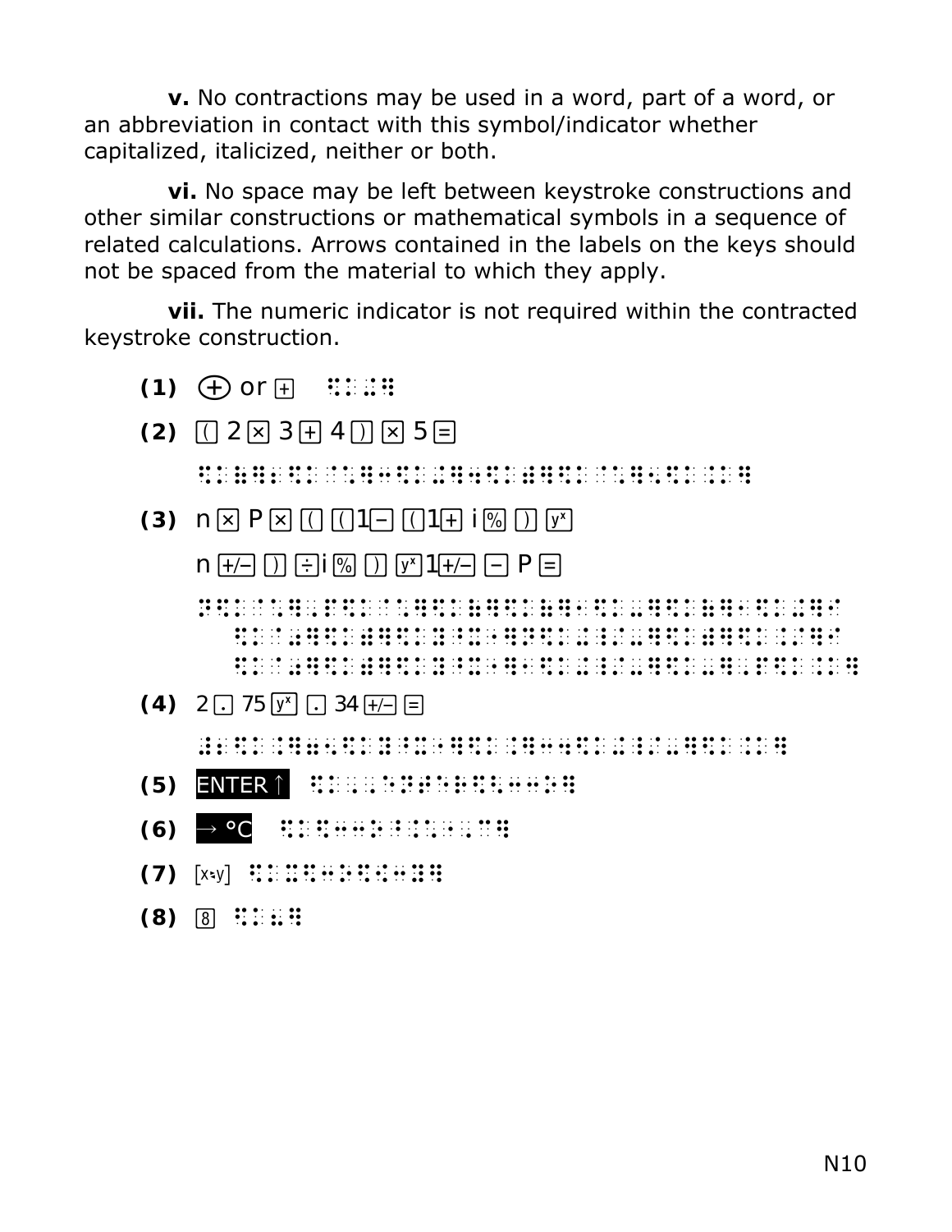**v.** No contractions may be used in a word, part of a word, or an abbreviation in contact with this symbol/indicator whether capitalized, italicized, neither or both.

**vi.** No space may be left between keystroke constructions and other similar constructions or mathematical symbols in a sequence of related calculations. Arrows contained in the labels on the keys should not be spaced from the material to which they apply.

**vii.** The numeric indicator is not required within the contracted keystroke construction.

**(1)** ⊕ or ⊞ ⠫⠅⠬⠻

**(2)** [(] 2 [×] 3 [+] 4 [)] [×] 5 [=]

⠫⠅⠷⠻⠆⠫⠅⠈⠡⠻⠒⠫⠅⠬⠻⠲⠫⠅⠾⠻⠫⠅⠈⠡⠻⠢⠫⠅⠨⠅⠻

**(3)** n [×] P [×] [(] [(]1[−] [(]1[+] i [%] [)] [yˣ]

n [+/−] [)] [÷]i [%] [)] [yˣ]1[+/−] [−] P [=]

⠝⠫⠅⠈⠡⠻⠠⠏⠫⠅⠈⠡⠻⠫⠅⠷⠻⠫⠅⠷⠻⠂⠫⠅⠤⠻⠫⠅⠷⠻⠂⠫⠅⠬⠻⠊⠫⠅⠨⠴⠻⠫⠅⠾⠻⠫⠅⠽⠘⠭⠻⠝⠫⠅⠬⠸⠌⠤⠻⠫⠅⠾⠻⠫⠅⠨⠌⠻⠊⠫⠅⠨⠴⠻⠫⠅⠾⠻⠫⠅⠽⠘⠭⠻⠂⠫⠅⠬⠸⠌⠤⠻⠫⠅⠤⠻⠠⠏⠫⠅⠨⠅⠻

**(4)** 2[.] 75[yˣ] [.] 34[+/−] [=]

⠼⠃⠫⠅⠨⠲⠻⠶⠢⠫⠅⠽⠘⠭⠻⠫⠅⠨⠲⠻⠒⠲⠫⠅⠬⠸⠌⠤⠻⠫⠅⠨⠅⠻

**(5)** ENTER↑ ⠫⠅⠠⠠⠑⠝⠞⠑⠗⠫⠣⠒⠒⠕⠻

**(6)** → °C ⠫⠅⠫⠕⠒⠒⠕⠘⠨⠡⠠⠉⠻

**(7)** [x⇌y] ⠫⠅⠭⠫⠒⠒⠕⠫⠪⠒⠒⠽⠻

**(8)** [8] ⠫⠅⠦⠻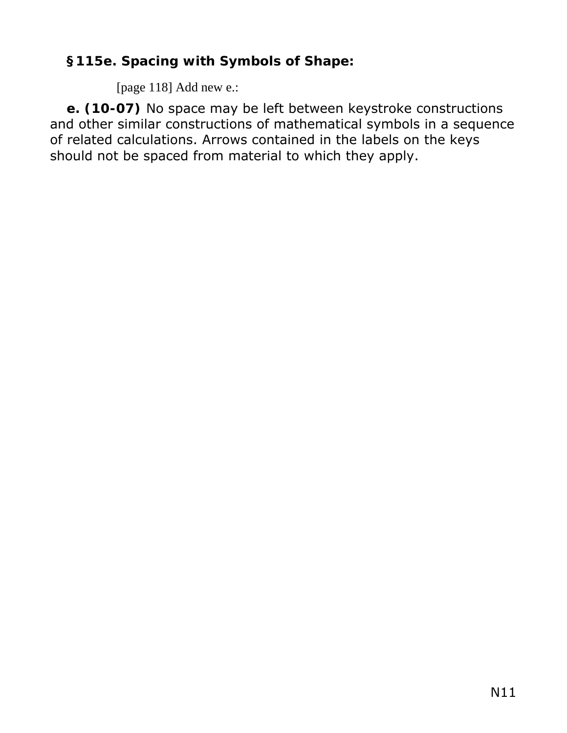### §115e. Spacing with Symbols of Shape:

[page 118] Add new e.:

**e. (10-07)** No space may be left between keystroke constructions and other similar constructions of mathematical symbols in a sequence of related calculations. Arrows contained in the labels on the keys should not be spaced from material to which they apply.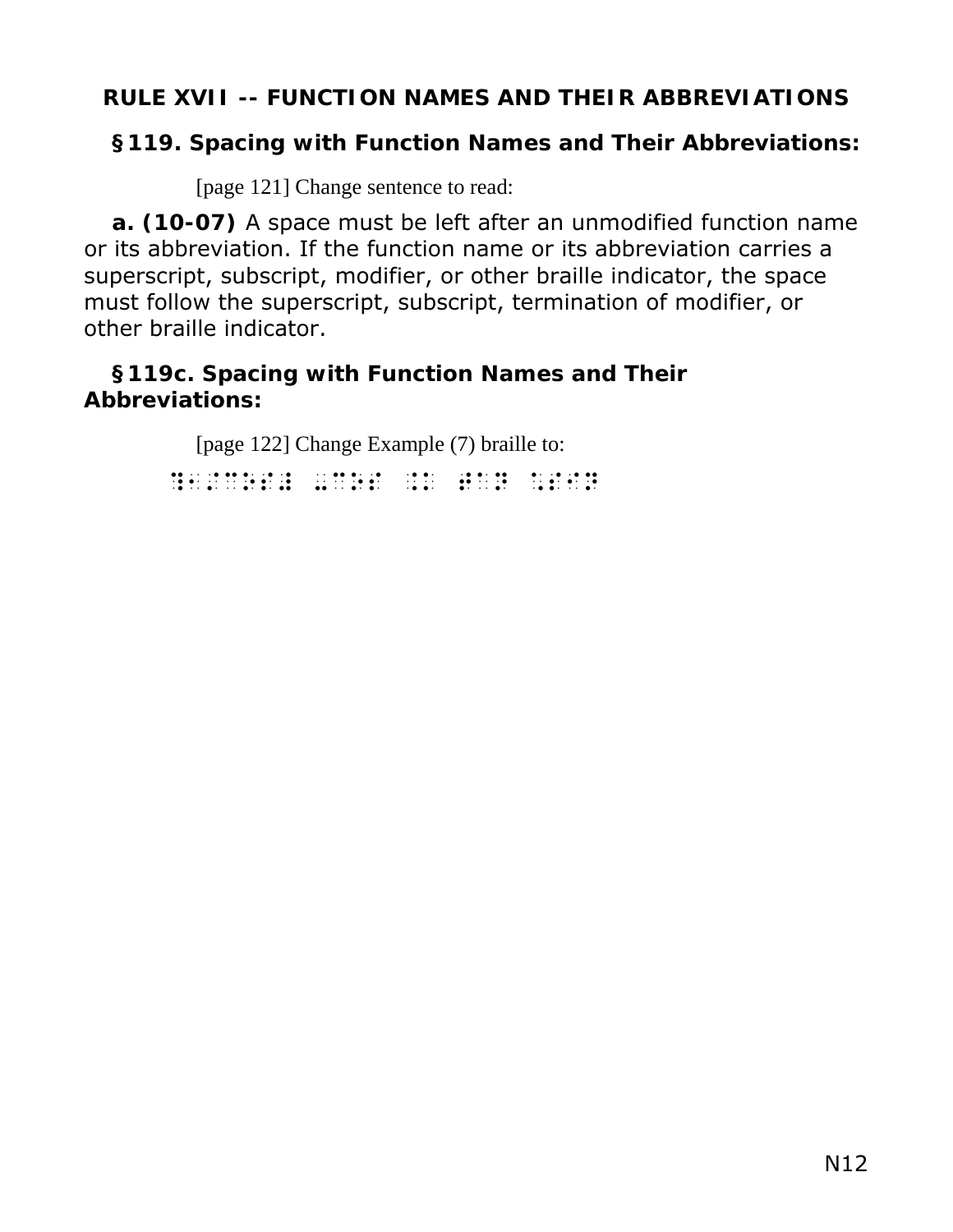## RULE XVII -- FUNCTION NAMES AND THEIR ABBREVIATIONS

### §119. Spacing with Function Names and Their Abbreviations:

[page 121] Change sentence to read:

**a. (10-07)** A space must be left after an unmodified function name or its abbreviation. If the function name or its abbreviation carries a superscript, subscript, modifier, or other braille indicator, the space must follow the superscript, subscript, termination of modifier, or other braille indicator.

### §119c. Spacing with Function Names and Their Abbreviations:

[page 122] Change Example (7) braille to:

⠻⠂⠰⠿⠵⠫⠱ ⠠⠿⠵⠫ ⠨⠅ ⠫⠻⠽ ⠙⠫⠫⠽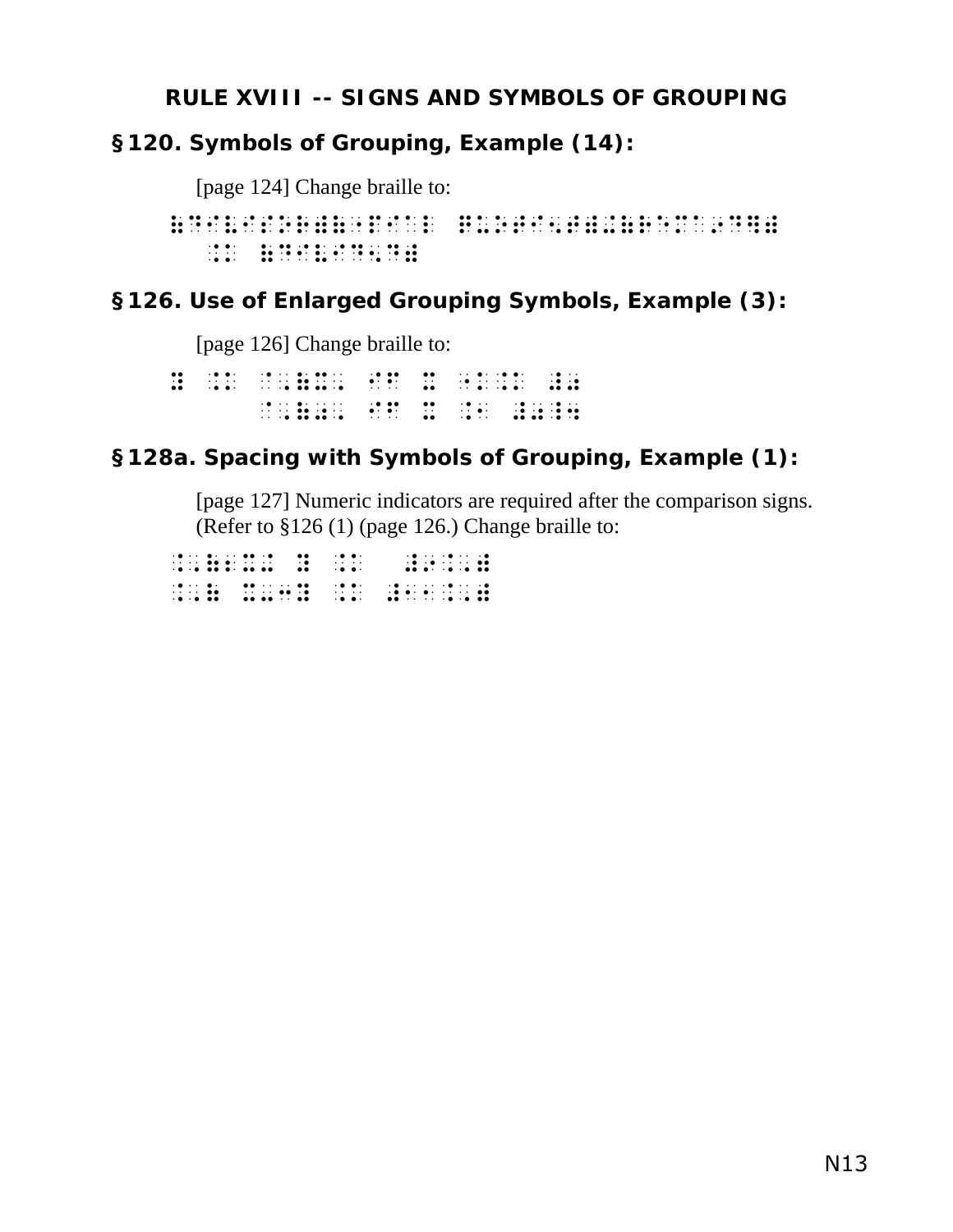## RULE XVIII -- SIGNS AND SYMBOLS OF GROUPING

### §120. Symbols of Grouping, Example (14):

[page 124] Change braille to:

⠷⠋⠊⠗⠎⠞⠂⠎⠑⠉⠕⠝⠙⠾⠀⠯⠎⠑⠉⠕⠝⠙⠂⠞⠓⠊⠗⠙⠂⠋⠕⠥⠗⠞⠓⠾
⠀⠀⠨⠅⠀⠷⠋⠊⠗⠎⠞⠂⠋⠕⠥⠗⠞⠓⠾

### §126. Use of Enlarged Grouping Symbols, Example (3):

[page 126] Change braille to:

⠿⠀⠨⠅⠀⠐⠡⠷⠻⠡⠀⠁⠭⠀⠿⠀⠐⠂⠨⠅⠀⠼⠆
⠀⠀⠀⠀⠀⠀⠐⠡⠷⠽⠡⠀⠃⠭⠀⠿⠀⠨⠂⠀⠼⠖⠼⠖

### §128a. Spacing with Symbols of Grouping, Example (1):

[page 127] Numeric indicators are required after the comparison signs. (Refer to §126 (1) (page 126.) Change braille to:

⠐⠡⠷⠁⠻⠠⠀⠿⠀⠨⠅⠀⠀⠀⠼⠆⠨⠅⠼
⠐⠡⠷⠀⠿⠼⠤⠿⠀⠨⠅⠀⠼⠂⠂⠨⠅⠼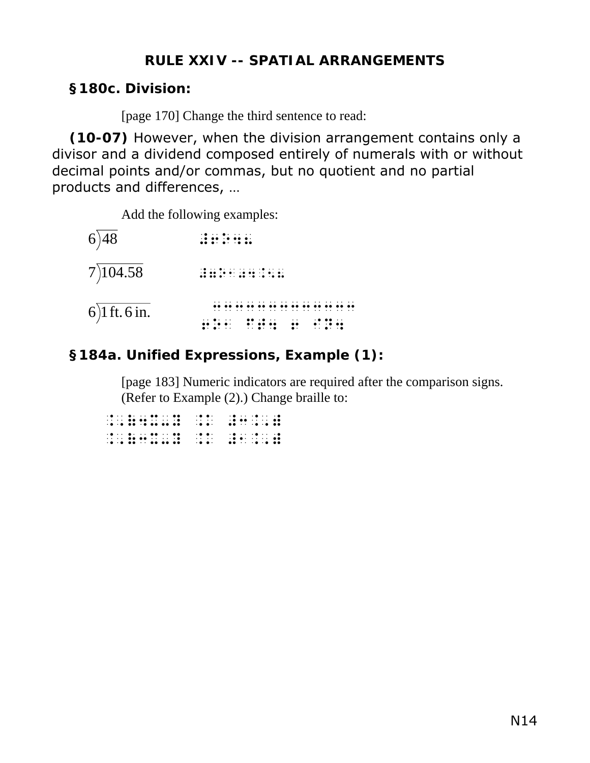## RULE XXIV -- SPATIAL ARRANGEMENTS

### §180c. Division:

[page 170] Change the third sentence to read:

**(10-07)** However, when the division arrangement contains only a divisor and a dividend composed entirely of numerals with or without decimal points and/or commas, but no quotient and no partial products and differences, …

Add the following examples:

$6\overline{)48}$ ⠼⠖⠸⠜⠲⠦

$7\overline{)104.58}$ ⠼⠶⠸⠜⠂⠴⠲⠨⠢⠦

$6\overline{)1\,\text{ft.}\,6\,\text{in.}}$

⠀⠒⠒⠒⠒⠒⠒⠒⠒⠒⠒⠒⠒⠒⠒
⠖⠸⠜⠂ ⠋⠞⠨ ⠖ ⠊⠝⠨

### §184a. Unified Expressions, Example (1):

[page 183] Numeric indicators are required after the comparison signs. (Refer to Example (2).) Change braille to:

⠨⠅⠻⠖⠿⠤⠿ ⠨⠅ ⠼⠖⠨⠅⠿
⠨⠅⠻⠖⠿⠤⠿ ⠨⠅ ⠼⠂⠨⠅⠿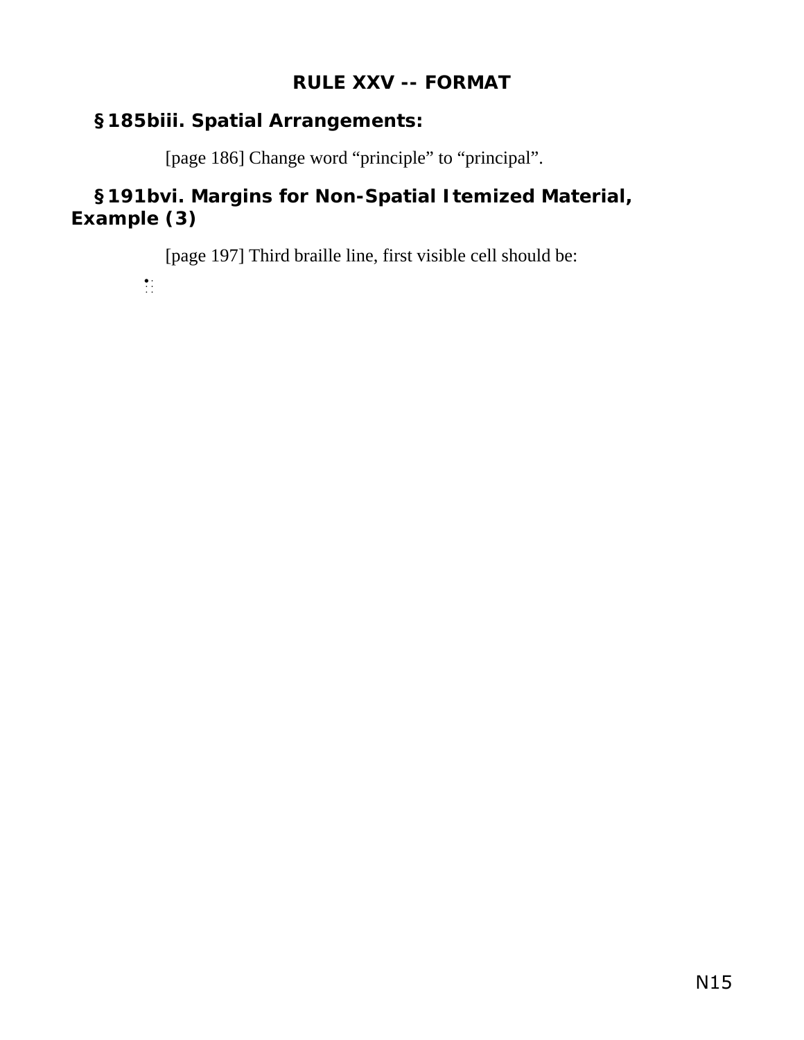## RULE XXV -- FORMAT

### §185biii. Spatial Arrangements:

[page 186] Change word “principle” to “principal”.

### §191bvi. Margins for Non-Spatial Itemized Material, Example (3)

[page 197] Third braille line, first visible cell should be:

⠁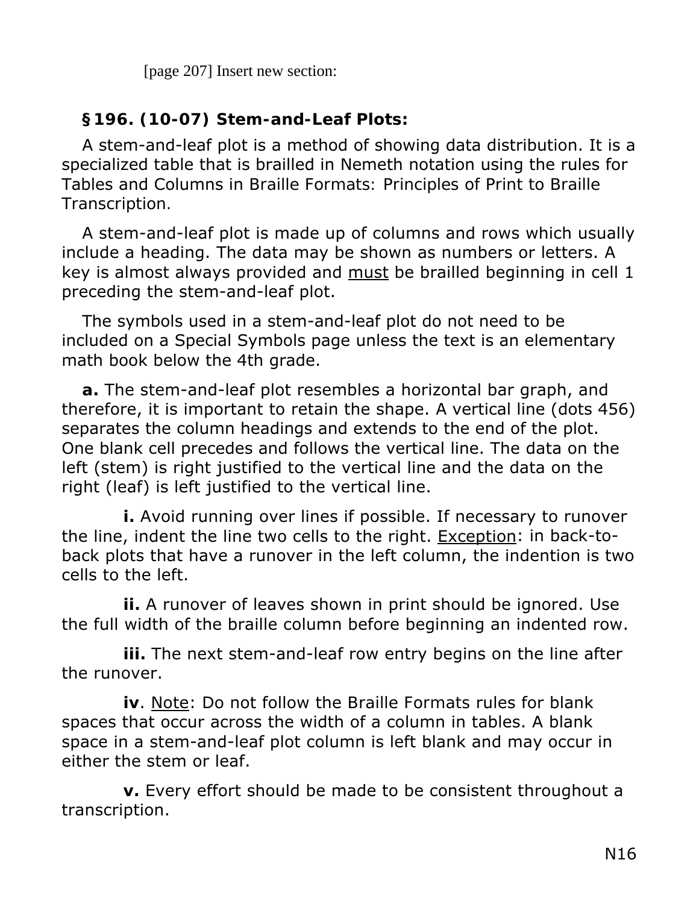[page 207] Insert new section:

### §196. (10-07) Stem-and-Leaf Plots:

A stem-and-leaf plot is a method of showing data distribution. It is a specialized table that is brailled in Nemeth notation using the rules for Tables and Columns in Braille Formats: Principles of Print to Braille Transcription.

A stem-and-leaf plot is made up of columns and rows which usually include a heading. The data may be shown as numbers or letters. A key is almost always provided and <u>must</u> be brailled beginning in cell 1 preceding the stem-and-leaf plot.

The symbols used in a stem-and-leaf plot do not need to be included on a Special Symbols page unless the text is an elementary math book below the 4th grade.

**a.** The stem-and-leaf plot resembles a horizontal bar graph, and therefore, it is important to retain the shape. A vertical line (dots 456) separates the column headings and extends to the end of the plot. One blank cell precedes and follows the vertical line. The data on the left (stem) is right justified to the vertical line and the data on the right (leaf) is left justified to the vertical line.

**i.** Avoid running over lines if possible. If necessary to runover the line, indent the line two cells to the right. <u>Exception</u>: in back-to-back plots that have a runover in the left column, the indention is two cells to the left.

**ii.** A runover of leaves shown in print should be ignored. Use the full width of the braille column before beginning an indented row.

**iii.** The next stem-and-leaf row entry begins on the line after the runover.

**iv**. <u>Note</u>: Do not follow the Braille Formats rules for blank spaces that occur across the width of a column in tables. A blank space in a stem-and-leaf plot column is left blank and may occur in either the stem or leaf.

**v.** Every effort should be made to be consistent throughout a transcription.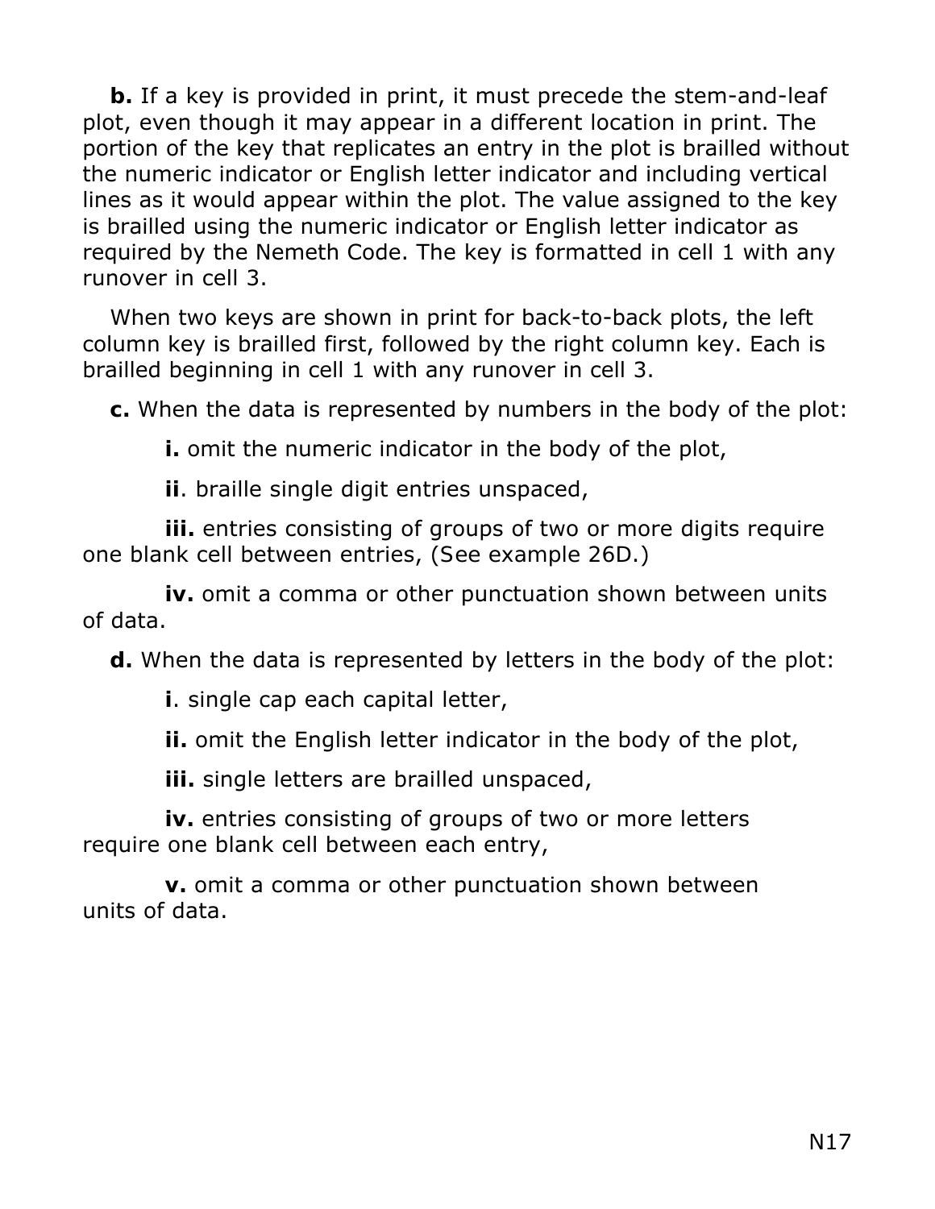**b.** If a key is provided in print, it must precede the stem-and-leaf plot, even though it may appear in a different location in print. The portion of the key that replicates an entry in the plot is brailled without the numeric indicator or English letter indicator and including vertical lines as it would appear within the plot. The value assigned to the key is brailled using the numeric indicator or English letter indicator as required by the Nemeth Code. The key is formatted in cell 1 with any runover in cell 3.

When two keys are shown in print for back-to-back plots, the left column key is brailled first, followed by the right column key. Each is brailled beginning in cell 1 with any runover in cell 3.

**c.** When the data is represented by numbers in the body of the plot:

**i.** omit the numeric indicator in the body of the plot,

**ii**. braille single digit entries unspaced,

**iii.** entries consisting of groups of two or more digits require one blank cell between entries, (See example 26D.)

**iv.** omit a comma or other punctuation shown between units of data.

**d.** When the data is represented by letters in the body of the plot:

**i**. single cap each capital letter,

**ii.** omit the English letter indicator in the body of the plot,

**iii.** single letters are brailled unspaced,

**iv.** entries consisting of groups of two or more letters require one blank cell between each entry,

**v.** omit a comma or other punctuation shown between units of data.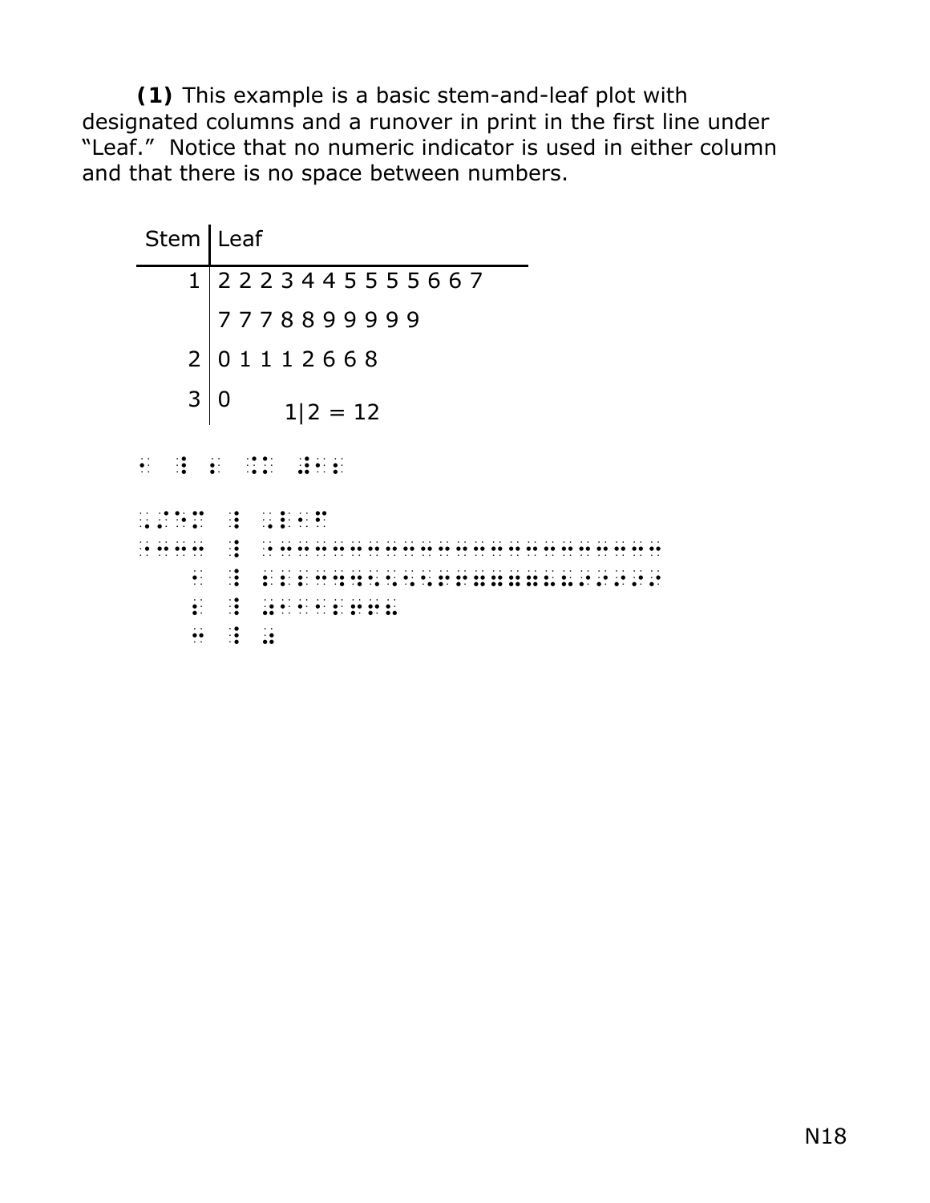**(1)** This example is a basic stem-and-leaf plot with designated columns and a runover in print in the first line under "Leaf." Notice that no numeric indicator is used in either column and that there is no space between numbers.

| Stem | Leaf |
|---:|---|
| 1 | 2 2 2 3 4 4 5 5 5 5 6 6 7 |
| | 7 7 7 8 8 9 9 9 9 9 |
| 2 | 0 1 1 1 2 6 6 8 |
| 3 | 0 |

1|2 = 12

⠂⠀⠸⠇⠀⠆⠀⠨⠅⠀⠼⠂⠆

⠠⠌⠑⠍⠀⠸⠇⠀⠠⠇⠑⠁⠋
⠐⠒⠒⠒⠒⠀⠸⠇⠀⠐⠒⠒⠒⠒⠒⠒⠒⠒⠒⠒⠒⠒⠒⠒⠒⠒⠒⠒⠒⠒⠒⠒⠒⠒⠒⠒⠒⠒⠒⠒⠒
⠀⠀⠀⠀⠂⠀⠸⠇⠀⠆⠆⠆⠒⠲⠲⠢⠢⠢⠢⠖⠖⠶⠶⠶⠶⠦⠦⠔⠔⠔⠔⠔
⠀⠀⠀⠀⠆⠀⠸⠇⠀⠴⠂⠂⠂⠆⠖⠖⠦
⠀⠀⠀⠀⠒⠀⠸⠇⠀⠴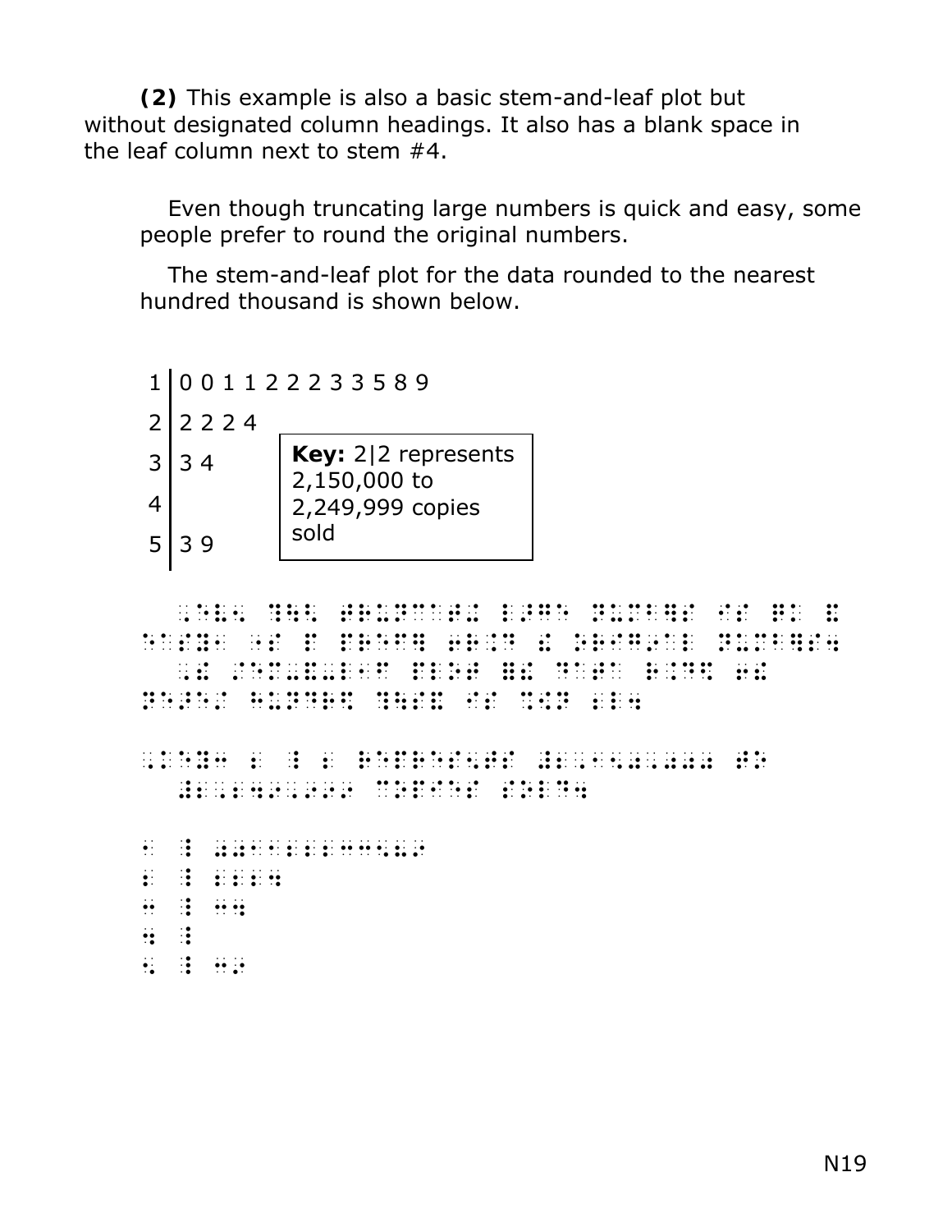**(2)** This example is also a basic stem-and-leaf plot but without designated column headings. It also has a blank space in the leaf column next to stem #4.

Even though truncating large numbers is quick and easy, some people prefer to round the original numbers.

The stem-and-leaf plot for the data rounded to the nearest hundred thousand is shown below.

| | |
|---|---|
| 1 | 0 0 1 1 2 2 2 3 3 5 8 9 |
| 2 | 2 2 2 4 |
| 3 | 3 4 |
| 4 | |
| 5 | 3 9 |

**Key:** 2|2 represents 2,150,000 to 2,249,999 copies sold

⠠⠑⠧⠢ ⠹⠳⠛ ⠞⠗⠥⠝⠉⠁⠞⠬ ⠇⠜⠛⠑ ⠝⠥⠍⠃⠻⠎ ⠊⠎ ⠟⠅ ⠯ ⠑⠁⠎⠽⠂ ⠎⠀ ⠐⠏ ⠏⠗⠑⠋⠻ ⠞⠕ ⠗⠨⠙ ⠮ ⠕⠗⠊⠛⠔⠁⠇ ⠝⠥⠍⠃⠻⠎⠲
⠠⠮ ⠌⠑⠍⠤⠯⠤⠇⠑⠁⠋ ⠏⠇⠕⠞ ⠿ ⠮ ⠙⠁⠞⠁ ⠗⠨⠙⠫ ⠞⠕ ⠮ ⠝⠑⠜⠑⠌ ⠓⠥⠝⠙⠗⠫ ⠹⠳⠎⠯ ⠊⠎ ⠩⠪⠝ ⠆⠇⠪⠲

⠠⠅⠑⠽⠒ ⠼⠃ ⠳ ⠼⠃ ⠗⠑⠏⠗⠑⠎⠢⠞⠎ ⠼⠃⠂⠁⠑⠚⠂⠚⠚⠚ ⠞⠕ ⠼⠃⠂⠃⠙⠊⠂⠊⠊⠊ ⠉⠕⠏⠊⠑⠎ ⠎⠕⠇⠙⠲

⠼⠁ ⠳ ⠼⠚⠚⠁⠁⠃⠃⠃⠉⠉⠑⠓⠊
⠼⠃ ⠳ ⠼⠃⠃⠃⠙
⠼⠉ ⠳ ⠼⠉⠙
⠼⠙ ⠳
⠼⠑ ⠳ ⠼⠉⠊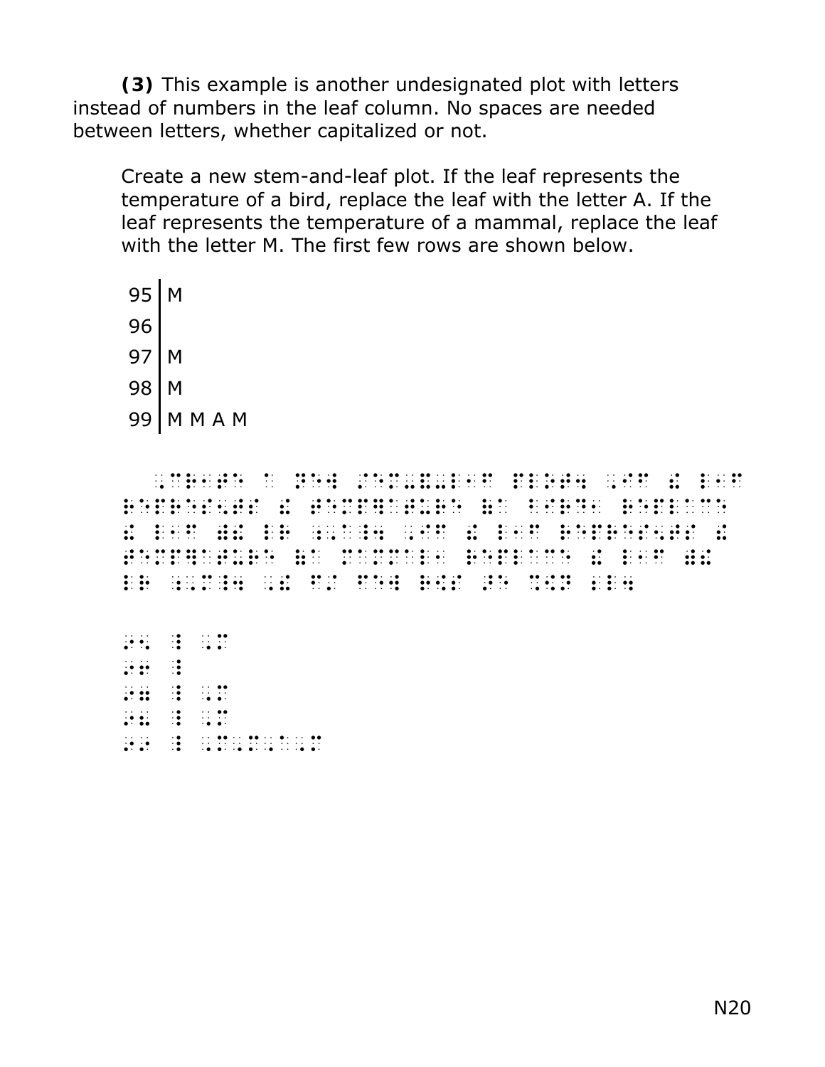**(3)** This example is another undesignated plot with letters instead of numbers in the leaf column. No spaces are needed between letters, whether capitalized or not.

> Create a new stem-and-leaf plot. If the leaf represents the temperature of a bird, replace the leaf with the letter A. If the leaf represents the temperature of a mammal, replace the leaf with the letter M. The first few rows are shown below.
>
> ```
> 95 | M
> 96 |
> 97 | M
> 98 | M
> 99 | M M A M
> ```

```
⠼⠊⠑ ⠳ ⠠⠍
⠼⠊⠋ ⠳
⠼⠊⠛ ⠳ ⠠⠍
⠼⠊⠓ ⠳ ⠠⠍
⠼⠊⠊ ⠳ ⠠⠍⠠⠍⠠⠁⠠⠍
```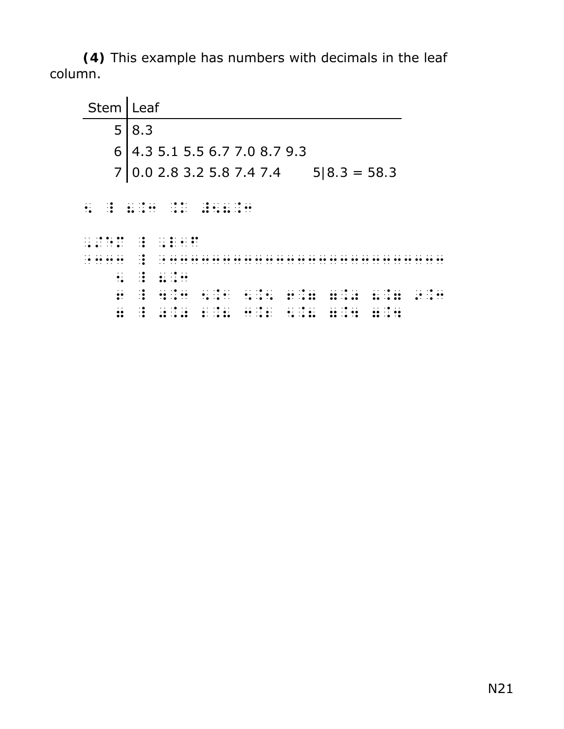**(4)** This example has numbers with decimals in the leaf column.

| Stem | Leaf |
|---|---|
| 5 | 8.3 |
| 6 | 4.3 5.1 5.5 6.7 7.0 8.7 9.3 |
| 7 | 0.0 2.8 3.2 5.8 7.4 7.4 |

5|8.3 = 58.3

⠢ ⠳ ⠦⠲⠒ ⠶⠶ ⠼⠑⠦⠲⠒

⠠⠎⠞⠑⠍ ⠳ ⠠⠇⠑⠁⠋
⠐⠒⠒⠒⠒ ⠳ ⠐⠒⠒⠒⠒⠒⠒⠒⠒⠒⠒⠒⠒⠒⠒⠒⠒⠒⠒⠒⠒⠒⠒⠒⠒⠒⠒⠒⠒⠒⠒⠒⠒
⠢ ⠳ ⠦⠲⠒
⠖ ⠳ ⠲⠲⠒ ⠢⠲⠂ ⠢⠲⠢ ⠖⠲⠶ ⠶⠲⠴ ⠦⠲⠶ ⠔⠲⠒
⠶ ⠳ ⠴⠲⠴ ⠆⠲⠦ ⠒⠲⠆ ⠢⠲⠦ ⠶⠲⠲ ⠶⠲⠲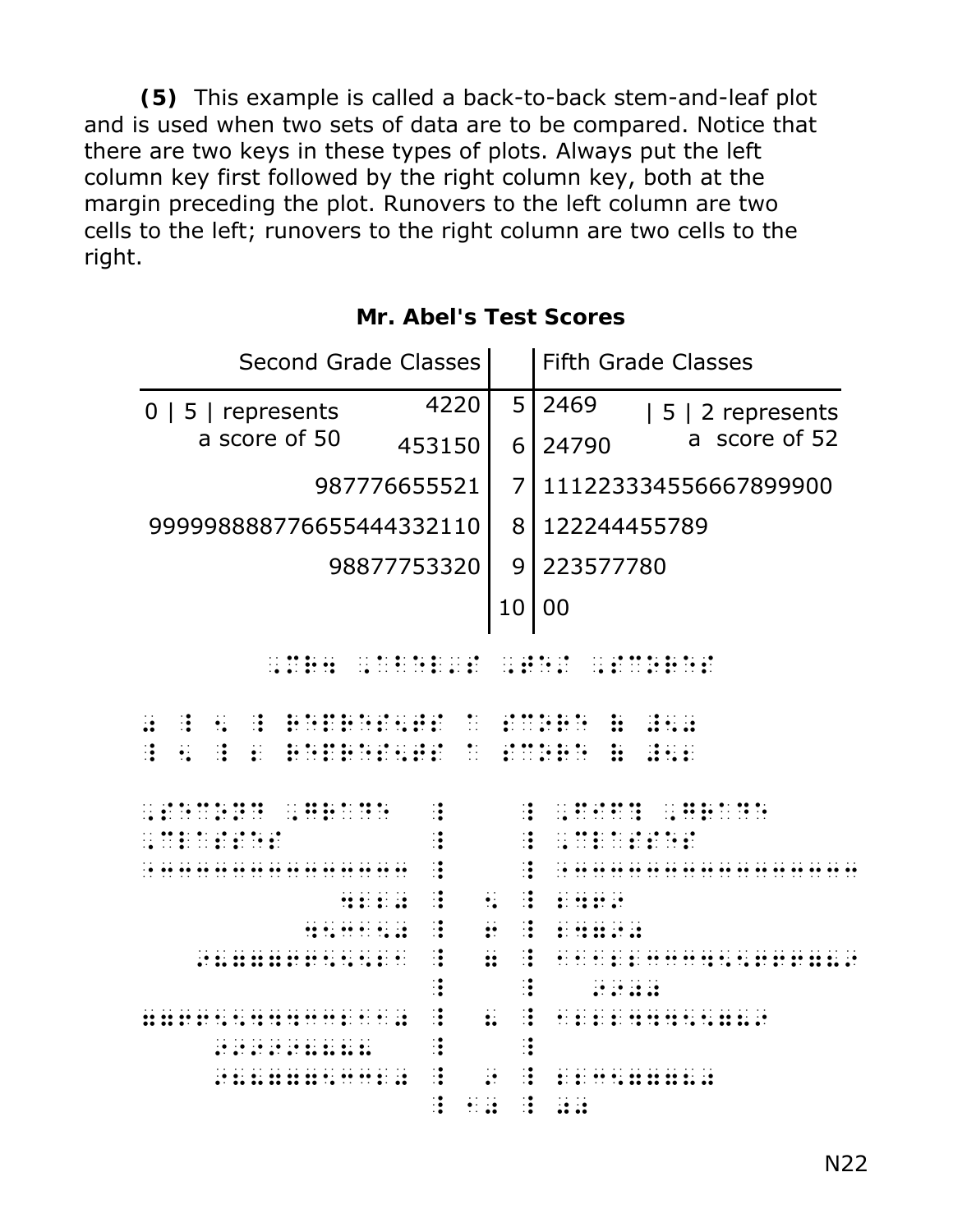**(5)** This example is called a back-to-back stem-and-leaf plot and is used when two sets of data are to be compared. Notice that there are two keys in these types of plots. Always put the left column key first followed by the right column key, both at the margin preceding the plot. Runovers to the left column are two cells to the left; runovers to the right column are two cells to the right.

**Mr. Abel's Test Scores**

0 | 5 | represents a score of 50

| 5 | 2 represents a score of 52

| Second Grade Classes | | Fifth Grade Classes |
|---:|---:|:---|
| 4220 | 5 | 2469 |
| 453150 | 6 | 24790 |
| 987776655521 | 7 | 11122333455666789990 0 |
| 9999888877665544433211 0 | 8 | 122244455789 |
| 98877753320 | 9 | 223577780 |
| | 10 | 00 |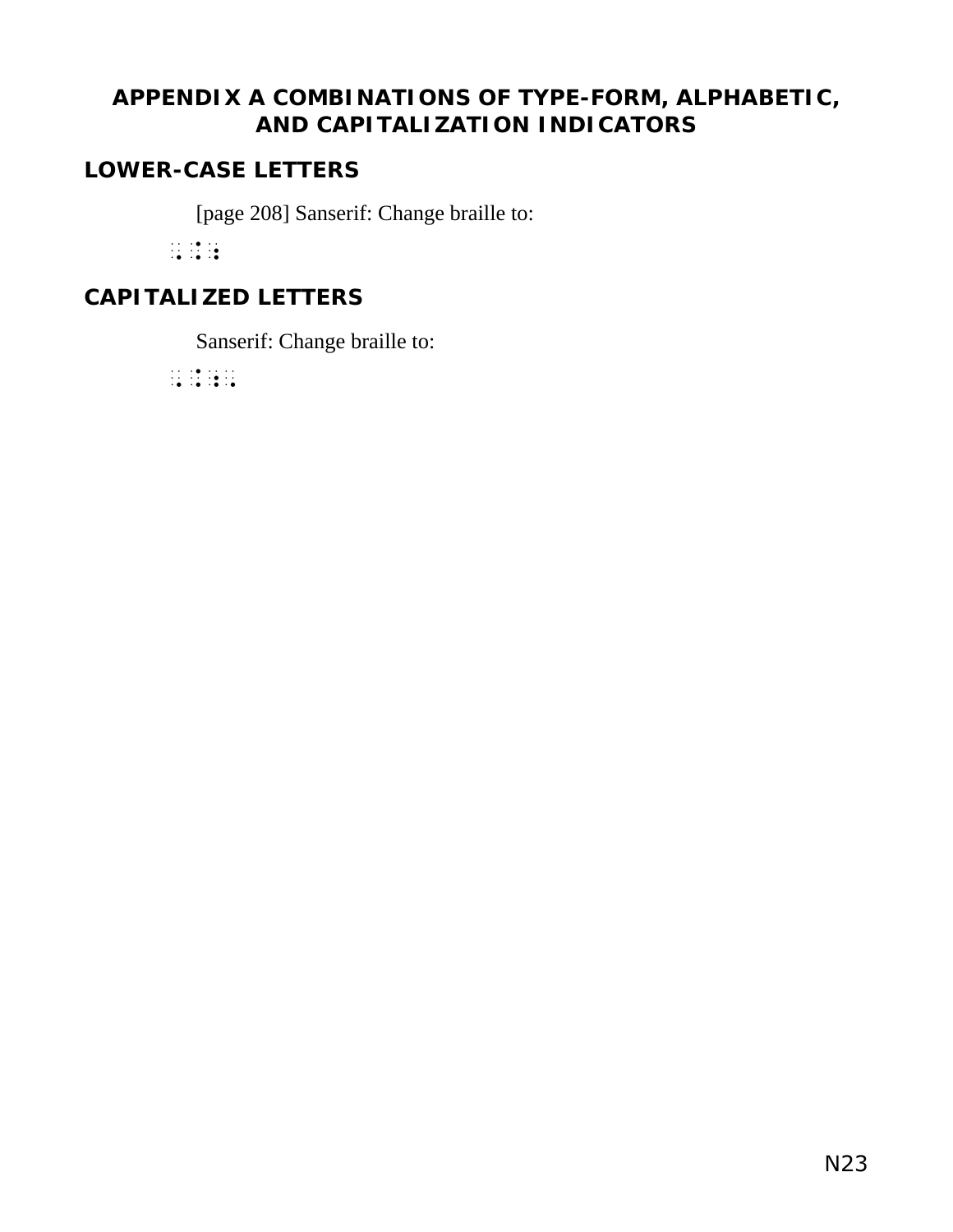# APPENDIX A COMBINATIONS OF TYPE-FORM, ALPHABETIC, AND CAPITALIZATION INDICATORS

## LOWER-CASE LETTERS

[page 208] Sanserif: Change braille to:

⠠⠨⠰

## CAPITALIZED LETTERS

Sanserif: Change braille to:

⠠⠨⠰⠠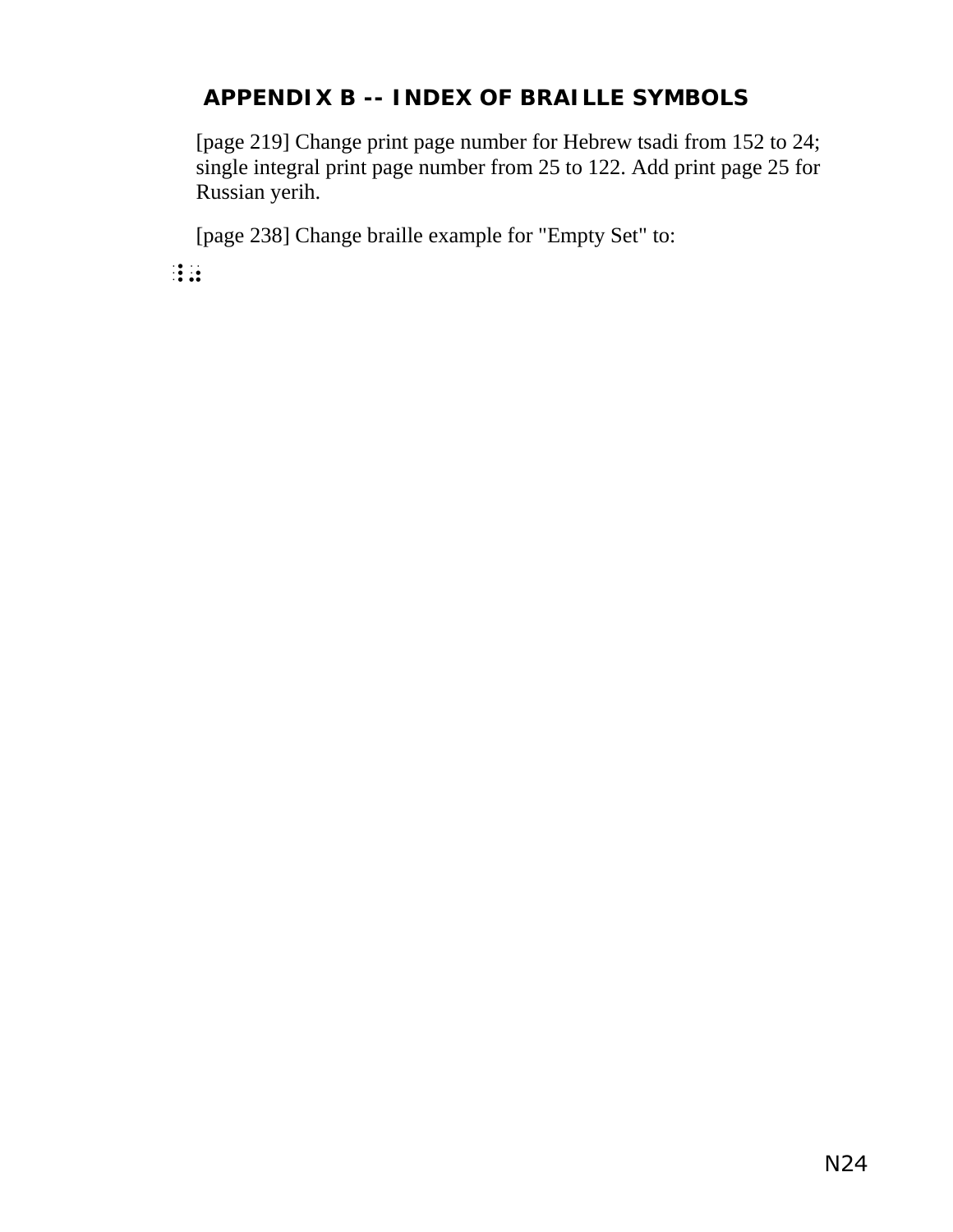## APPENDIX B -- INDEX OF BRAILLE SYMBOLS

[page 219] Change print page number for Hebrew tsadi from 152 to 24; single integral print page number from 25 to 122. Add print page 25 for Russian yerih.

[page 238] Change braille example for "Empty Set" to:

⠸⠴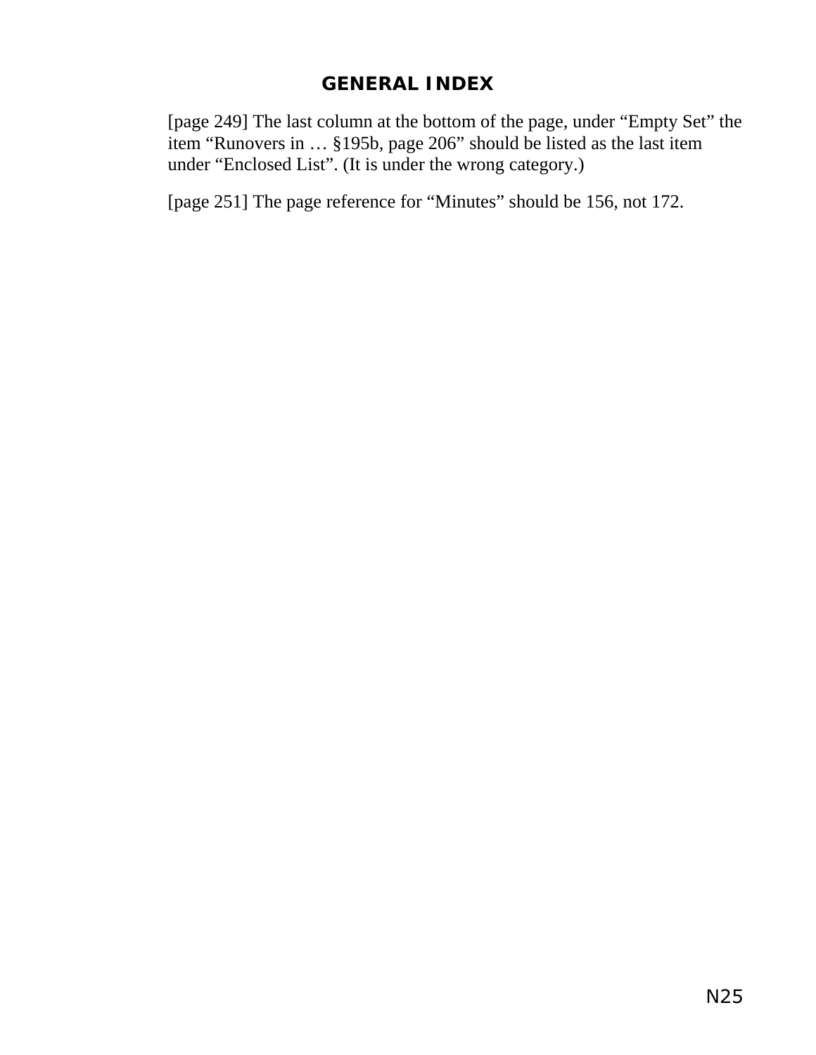# GENERAL INDEX

[page 249] The last column at the bottom of the page, under “Empty Set” the item “Runovers in … §195b, page 206” should be listed as the last item under “Enclosed List”. (It is under the wrong category.)

[page 251] The page reference for “Minutes” should be 156, not 172.